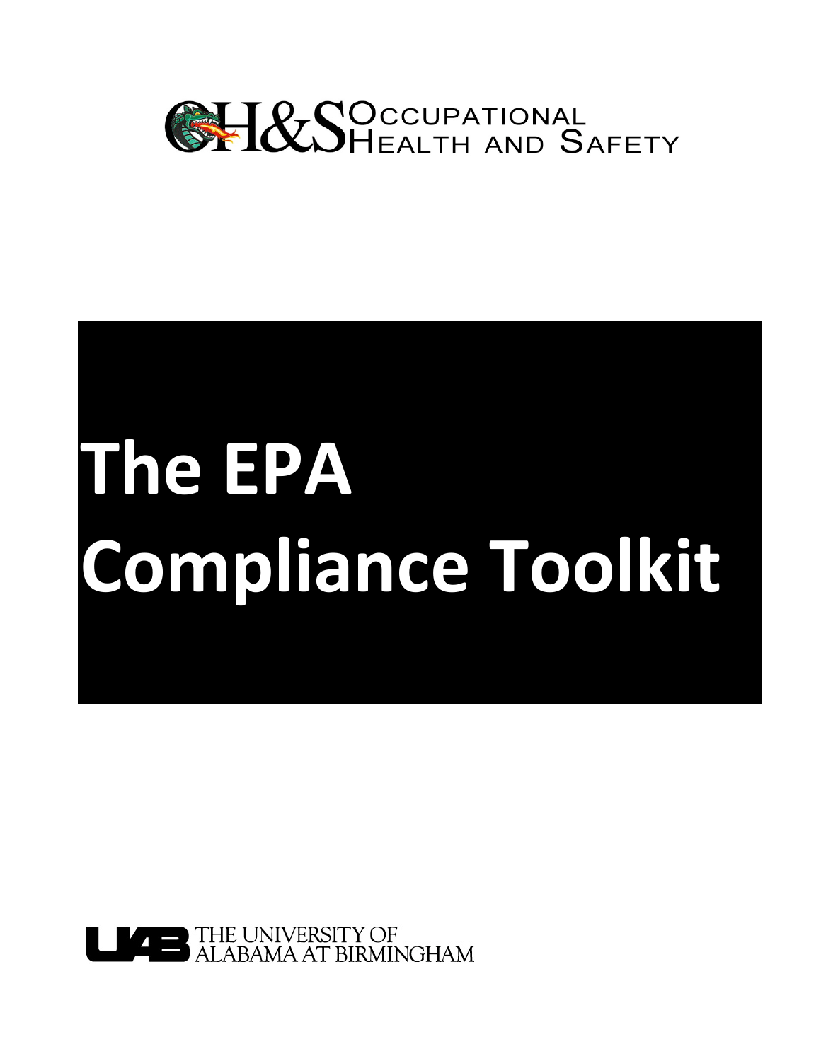OH&S Occupational Health and Safety

# The EPA Compliance Toolkit

THE UNIVERSITY OF ALABAMA AT BIRMINGHAM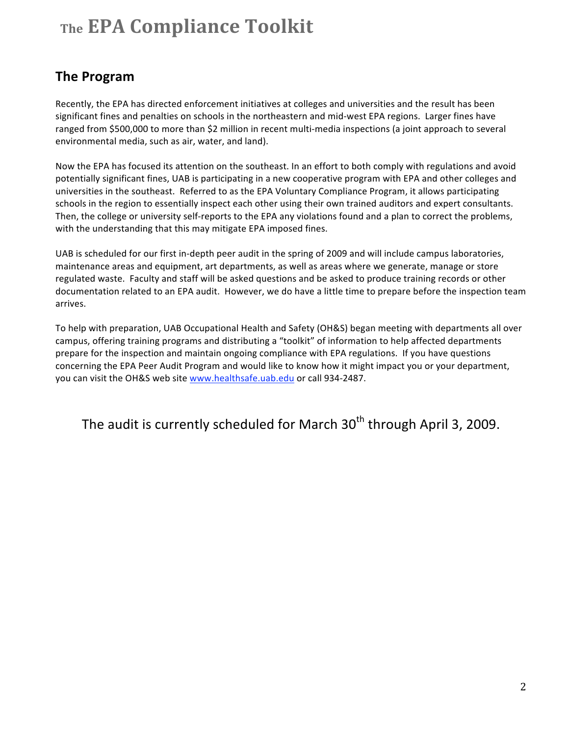# The EPA Compliance Toolkit

## The Program

Recently, the EPA has directed enforcement initiatives at colleges and universities and the result has been significant fines and penalties on schools in the northeastern and mid-west EPA regions. Larger fines have ranged from $500,000 to more than $2 million in recent multi-media inspections (a joint approach to several environmental media, such as air, water, and land).

Now the EPA has focused its attention on the southeast. In an effort to both comply with regulations and avoid potentially significant fines, UAB is participating in a new cooperative program with EPA and other colleges and universities in the southeast. Referred to as the EPA Voluntary Compliance Program, it allows participating schools in the region to essentially inspect each other using their own trained auditors and expert consultants. Then, the college or university self-reports to the EPA any violations found and a plan to correct the problems, with the understanding that this may mitigate EPA imposed fines.

UAB is scheduled for our first in-depth peer audit in the spring of 2009 and will include campus laboratories, maintenance areas and equipment, art departments, as well as areas where we generate, manage or store regulated waste. Faculty and staff will be asked questions and be asked to produce training records or other documentation related to an EPA audit. However, we do have a little time to prepare before the inspection team arrives.

To help with preparation, UAB Occupational Health and Safety (OH&S) began meeting with departments all over campus, offering training programs and distributing a "toolkit" of information to help affected departments prepare for the inspection and maintain ongoing compliance with EPA regulations. If you have questions concerning the EPA Peer Audit Program and would like to know how it might impact you or your department, you can visit the OH&S web site www.healthsafe.uab.edu or call 934-2487.

The audit is currently scheduled for March 30th through April 3, 2009.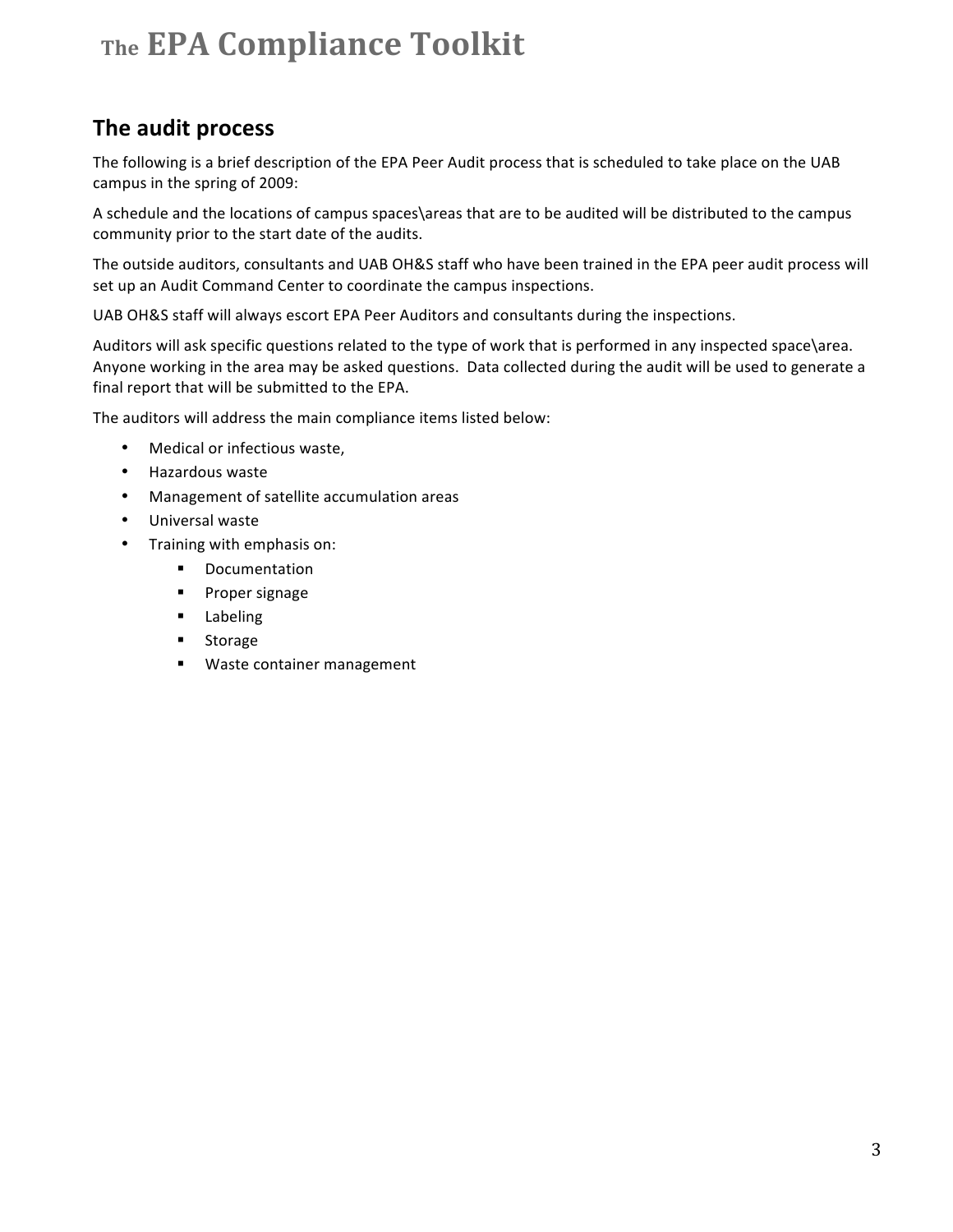## The audit process

The following is a brief description of the EPA Peer Audit process that is scheduled to take place on the UAB campus in the spring of 2009:

A schedule and the locations of campus spaces\areas that are to be audited will be distributed to the campus community prior to the start date of the audits.

The outside auditors, consultants and UAB OH&S staff who have been trained in the EPA peer audit process will set up an Audit Command Center to coordinate the campus inspections.

UAB OH&S staff will always escort EPA Peer Auditors and consultants during the inspections.

Auditors will ask specific questions related to the type of work that is performed in any inspected space\area. Anyone working in the area may be asked questions. Data collected during the audit will be used to generate a final report that will be submitted to the EPA.

The auditors will address the main compliance items listed below:

- Medical or infectious waste,
- Hazardous waste
- Management of satellite accumulation areas
- Universal waste
- Training with emphasis on:
    - Documentation
    - Proper signage
    - Labeling
    - Storage
    - Waste container management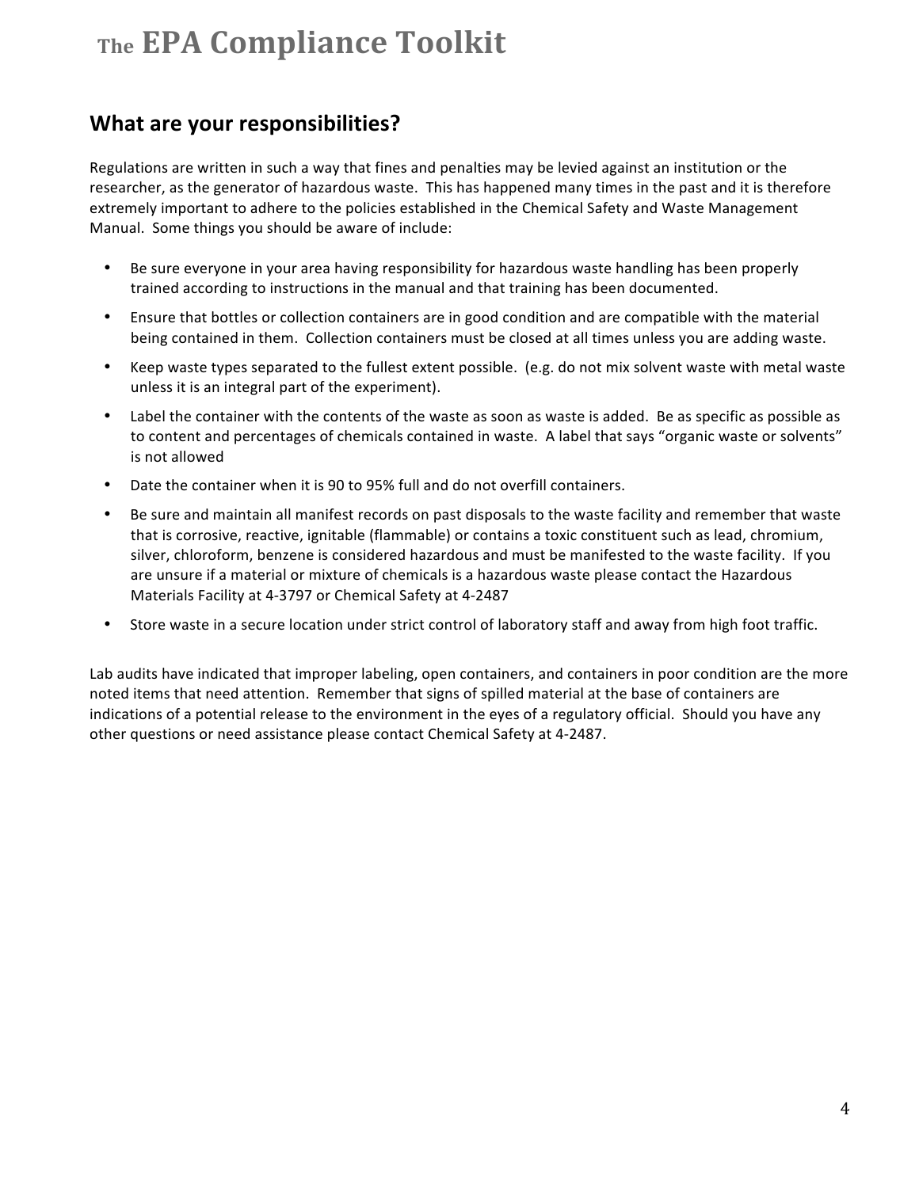## What are your responsibilities?

Regulations are written in such a way that fines and penalties may be levied against an institution or the researcher, as the generator of hazardous waste. This has happened many times in the past and it is therefore extremely important to adhere to the policies established in the Chemical Safety and Waste Management Manual. Some things you should be aware of include:

- Be sure everyone in your area having responsibility for hazardous waste handling has been properly trained according to instructions in the manual and that training has been documented.
- Ensure that bottles or collection containers are in good condition and are compatible with the material being contained in them. Collection containers must be closed at all times unless you are adding waste.
- Keep waste types separated to the fullest extent possible. (e.g. do not mix solvent waste with metal waste unless it is an integral part of the experiment).
- Label the container with the contents of the waste as soon as waste is added. Be as specific as possible as to content and percentages of chemicals contained in waste. A label that says "organic waste or solvents" is not allowed
- Date the container when it is 90 to 95% full and do not overfill containers.
- Be sure and maintain all manifest records on past disposals to the waste facility and remember that waste that is corrosive, reactive, ignitable (flammable) or contains a toxic constituent such as lead, chromium, silver, chloroform, benzene is considered hazardous and must be manifested to the waste facility. If you are unsure if a material or mixture of chemicals is a hazardous waste please contact the Hazardous Materials Facility at 4-3797 or Chemical Safety at 4-2487
- Store waste in a secure location under strict control of laboratory staff and away from high foot traffic.

Lab audits have indicated that improper labeling, open containers, and containers in poor condition are the more noted items that need attention. Remember that signs of spilled material at the base of containers are indications of a potential release to the environment in the eyes of a regulatory official. Should you have any other questions or need assistance please contact Chemical Safety at 4-2487.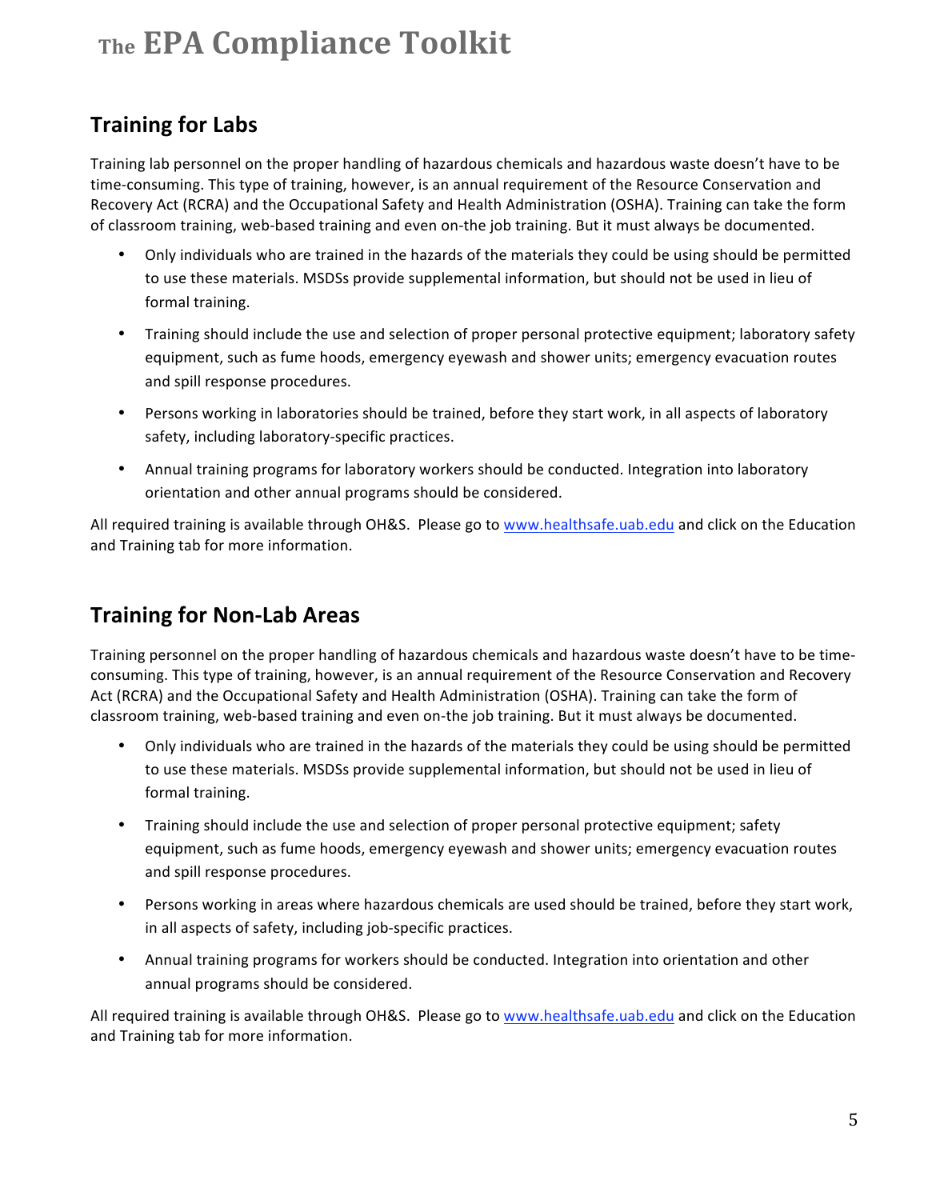## Training for Labs

Training lab personnel on the proper handling of hazardous chemicals and hazardous waste doesn't have to be time-consuming. This type of training, however, is an annual requirement of the Resource Conservation and Recovery Act (RCRA) and the Occupational Safety and Health Administration (OSHA). Training can take the form of classroom training, web-based training and even on-the job training. But it must always be documented.

- Only individuals who are trained in the hazards of the materials they could be using should be permitted to use these materials. MSDSs provide supplemental information, but should not be used in lieu of formal training.
- Training should include the use and selection of proper personal protective equipment; laboratory safety equipment, such as fume hoods, emergency eyewash and shower units; emergency evacuation routes and spill response procedures.
- Persons working in laboratories should be trained, before they start work, in all aspects of laboratory safety, including laboratory-specific practices.
- Annual training programs for laboratory workers should be conducted. Integration into laboratory orientation and other annual programs should be considered.

All required training is available through OH&S. Please go to [www.healthsafe.uab.edu](http://www.healthsafe.uab.edu) and click on the Education and Training tab for more information.

## Training for Non-Lab Areas

Training personnel on the proper handling of hazardous chemicals and hazardous waste doesn't have to be time-consuming. This type of training, however, is an annual requirement of the Resource Conservation and Recovery Act (RCRA) and the Occupational Safety and Health Administration (OSHA). Training can take the form of classroom training, web-based training and even on-the job training. But it must always be documented.

- Only individuals who are trained in the hazards of the materials they could be using should be permitted to use these materials. MSDSs provide supplemental information, but should not be used in lieu of formal training.
- Training should include the use and selection of proper personal protective equipment; safety equipment, such as fume hoods, emergency eyewash and shower units; emergency evacuation routes and spill response procedures.
- Persons working in areas where hazardous chemicals are used should be trained, before they start work, in all aspects of safety, including job-specific practices.
- Annual training programs for workers should be conducted. Integration into orientation and other annual programs should be considered.

All required training is available through OH&S. Please go to [www.healthsafe.uab.edu](http://www.healthsafe.uab.edu) and click on the Education and Training tab for more information.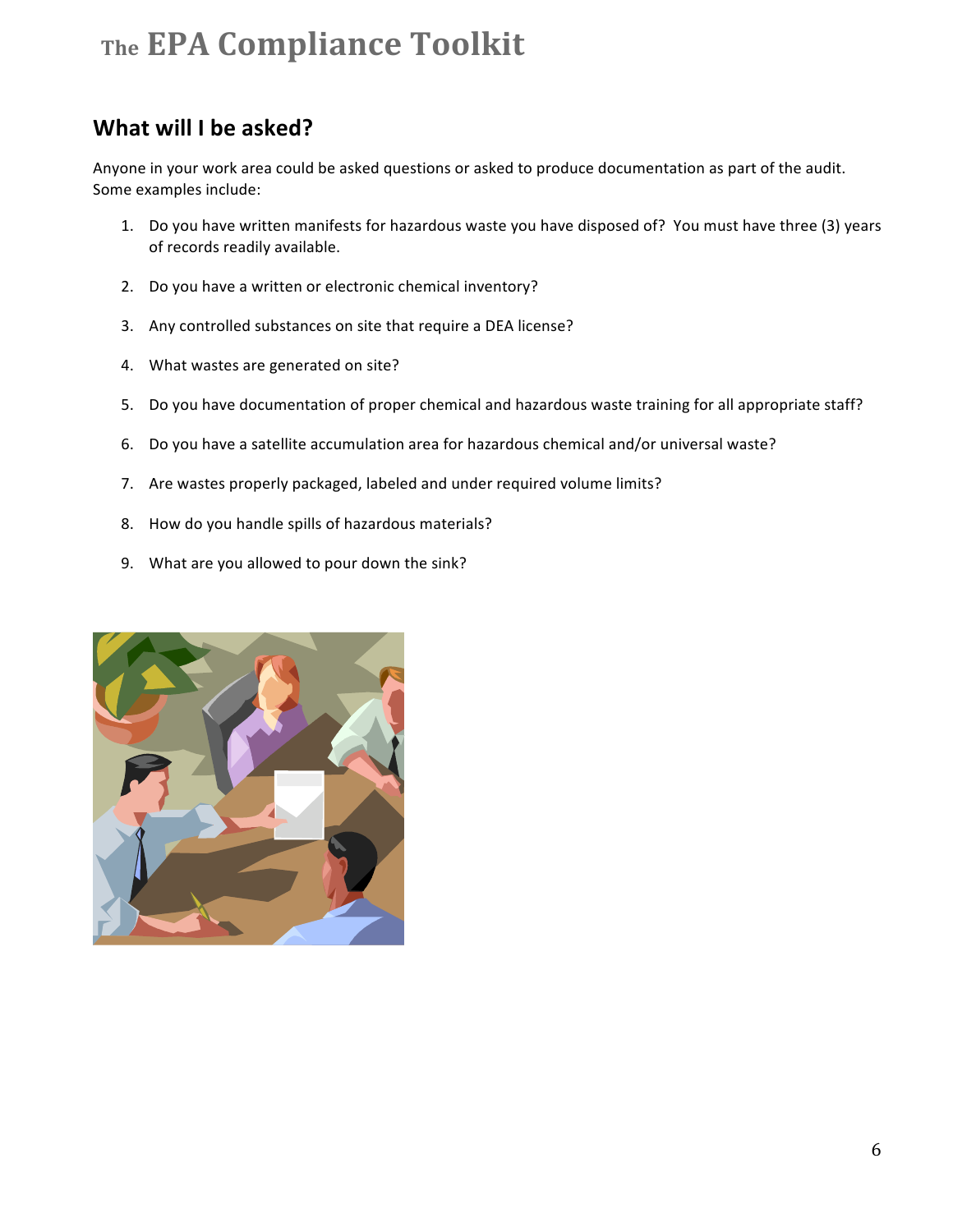## What will I be asked?

Anyone in your work area could be asked questions or asked to produce documentation as part of the audit. Some examples include:

1. Do you have written manifests for hazardous waste you have disposed of? You must have three (3) years of records readily available.
2. Do you have a written or electronic chemical inventory?
3. Any controlled substances on site that require a DEA license?
4. What wastes are generated on site?
5. Do you have documentation of proper chemical and hazardous waste training for all appropriate staff?
6. Do you have a satellite accumulation area for hazardous chemical and/or universal waste?
7. Are wastes properly packaged, labeled and under required volume limits?
8. How do you handle spills of hazardous materials?
9. What are you allowed to pour down the sink?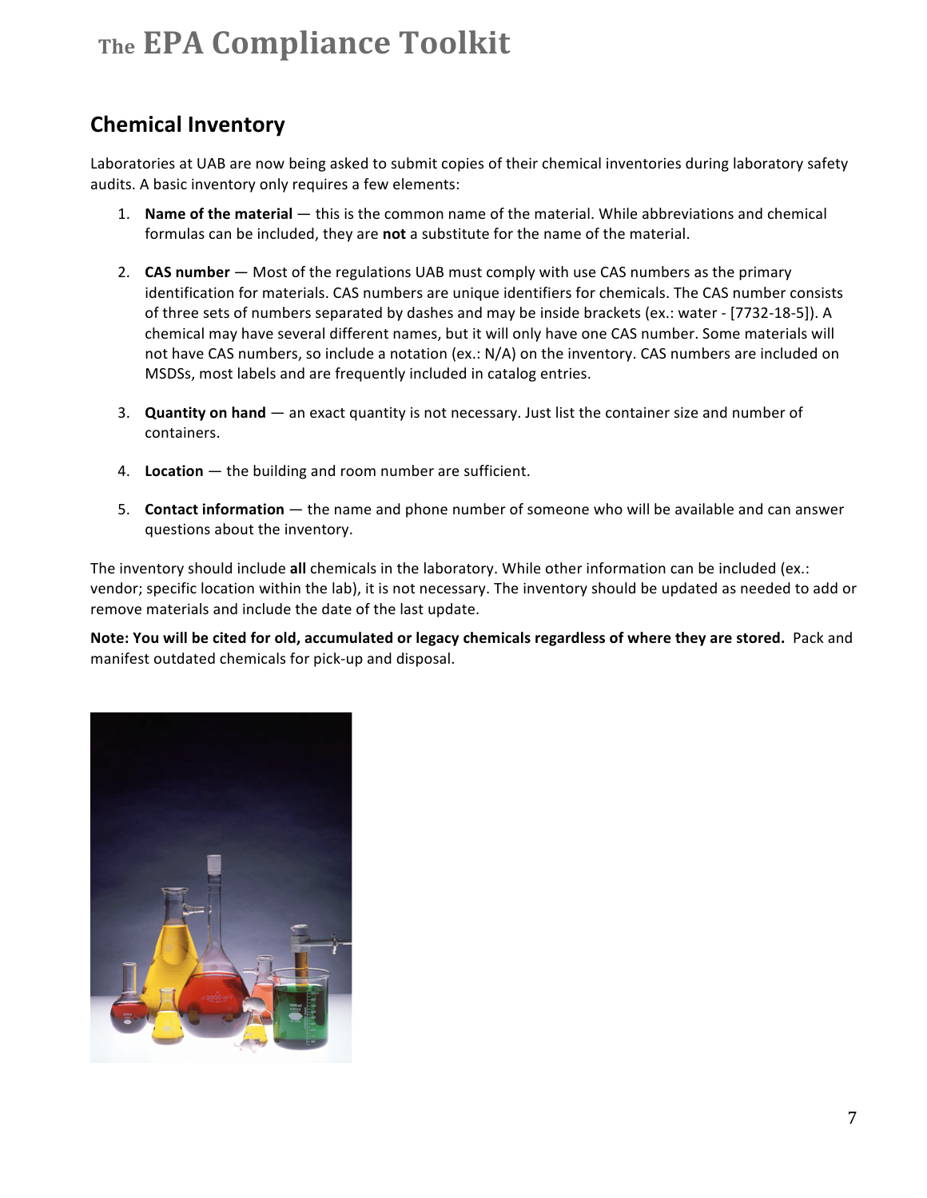## Chemical Inventory

Laboratories at UAB are now being asked to submit copies of their chemical inventories during laboratory safety audits. A basic inventory only requires a few elements:

1. **Name of the material** — this is the common name of the material. While abbreviations and chemical formulas can be included, they are **not** a substitute for the name of the material.

2. **CAS number** — Most of the regulations UAB must comply with use CAS numbers as the primary identification for materials. CAS numbers are unique identifiers for chemicals. The CAS number consists of three sets of numbers separated by dashes and may be inside brackets (ex.: water - [7732-18-5]). A chemical may have several different names, but it will only have one CAS number. Some materials will not have CAS numbers, so include a notation (ex.: N/A) on the inventory. CAS numbers are included on MSDSs, most labels and are frequently included in catalog entries.

3. **Quantity on hand** — an exact quantity is not necessary. Just list the container size and number of containers.

4. **Location** — the building and room number are sufficient.

5. **Contact information** — the name and phone number of someone who will be available and can answer questions about the inventory.

The inventory should include **all** chemicals in the laboratory. While other information can be included (ex.: vendor; specific location within the lab), it is not necessary. The inventory should be updated as needed to add or remove materials and include the date of the last update.

**Note: You will be cited for old, accumulated or legacy chemicals regardless of where they are stored.** Pack and manifest outdated chemicals for pick-up and disposal.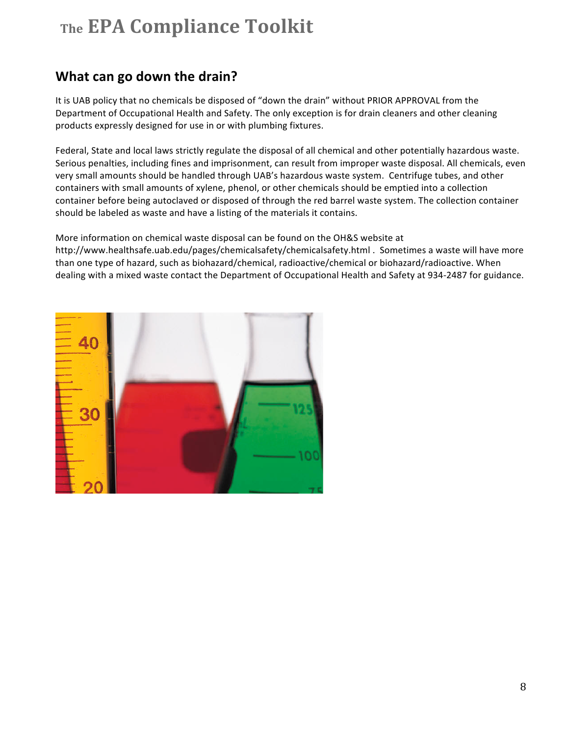## What can go down the drain?

It is UAB policy that no chemicals be disposed of "down the drain" without PRIOR APPROVAL from the Department of Occupational Health and Safety. The only exception is for drain cleaners and other cleaning products expressly designed for use in or with plumbing fixtures.

Federal, State and local laws strictly regulate the disposal of all chemical and other potentially hazardous waste. Serious penalties, including fines and imprisonment, can result from improper waste disposal. All chemicals, even very small amounts should be handled through UAB's hazardous waste system. Centrifuge tubes, and other containers with small amounts of xylene, phenol, or other chemicals should be emptied into a collection container before being autoclaved or disposed of through the red barrel waste system. The collection container should be labeled as waste and have a listing of the materials it contains.

More information on chemical waste disposal can be found on the OH&S website at http://www.healthsafe.uab.edu/pages/chemicalsafety/chemicalsafety.html . Sometimes a waste will have more than one type of hazard, such as biohazard/chemical, radioactive/chemical or biohazard/radioactive. When dealing with a mixed waste contact the Department of Occupational Health and Safety at 934-2487 for guidance.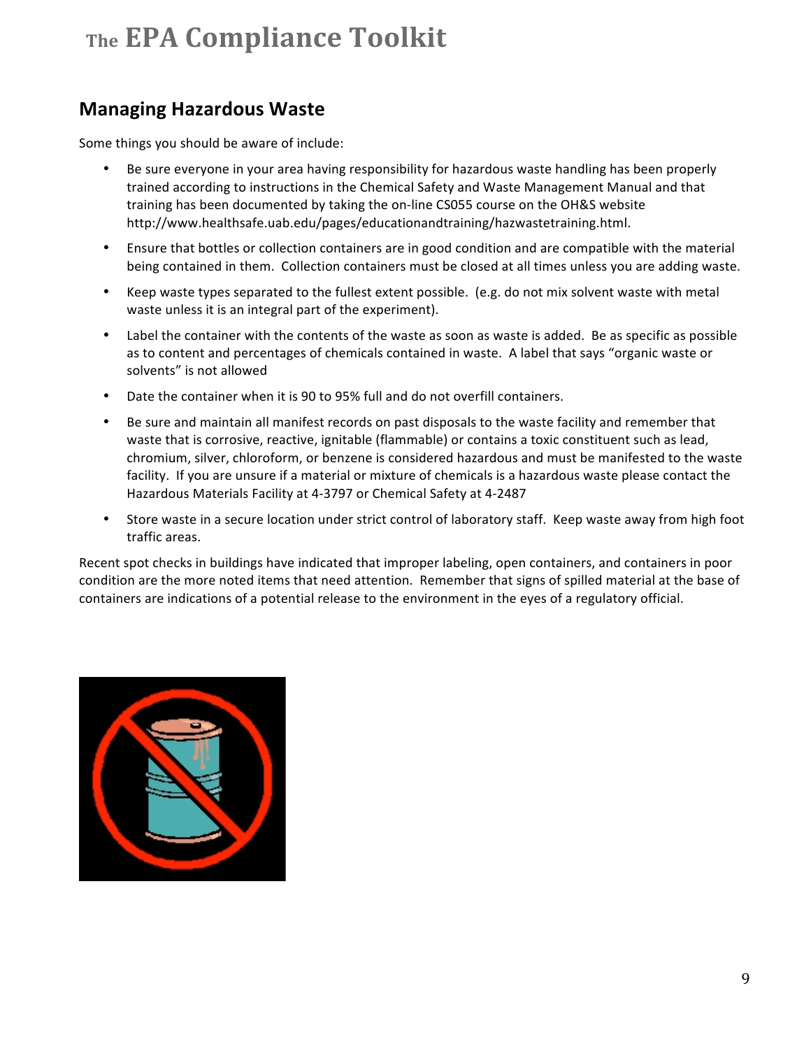## Managing Hazardous Waste

Some things you should be aware of include:

- Be sure everyone in your area having responsibility for hazardous waste handling has been properly trained according to instructions in the Chemical Safety and Waste Management Manual and that training has been documented by taking the on-line CS055 course on the OH&S website http://www.healthsafe.uab.edu/pages/educationandtraining/hazwastetraining.html.
- Ensure that bottles or collection containers are in good condition and are compatible with the material being contained in them. Collection containers must be closed at all times unless you are adding waste.
- Keep waste types separated to the fullest extent possible. (e.g. do not mix solvent waste with metal waste unless it is an integral part of the experiment).
- Label the container with the contents of the waste as soon as waste is added. Be as specific as possible as to content and percentages of chemicals contained in waste. A label that says "organic waste or solvents" is not allowed
- Date the container when it is 90 to 95% full and do not overfill containers.
- Be sure and maintain all manifest records on past disposals to the waste facility and remember that waste that is corrosive, reactive, ignitable (flammable) or contains a toxic constituent such as lead, chromium, silver, chloroform, or benzene is considered hazardous and must be manifested to the waste facility. If you are unsure if a material or mixture of chemicals is a hazardous waste please contact the Hazardous Materials Facility at 4-3797 or Chemical Safety at 4-2487
- Store waste in a secure location under strict control of laboratory staff. Keep waste away from high foot traffic areas.

Recent spot checks in buildings have indicated that improper labeling, open containers, and containers in poor condition are the more noted items that need attention. Remember that signs of spilled material at the base of containers are indications of a potential release to the environment in the eyes of a regulatory official.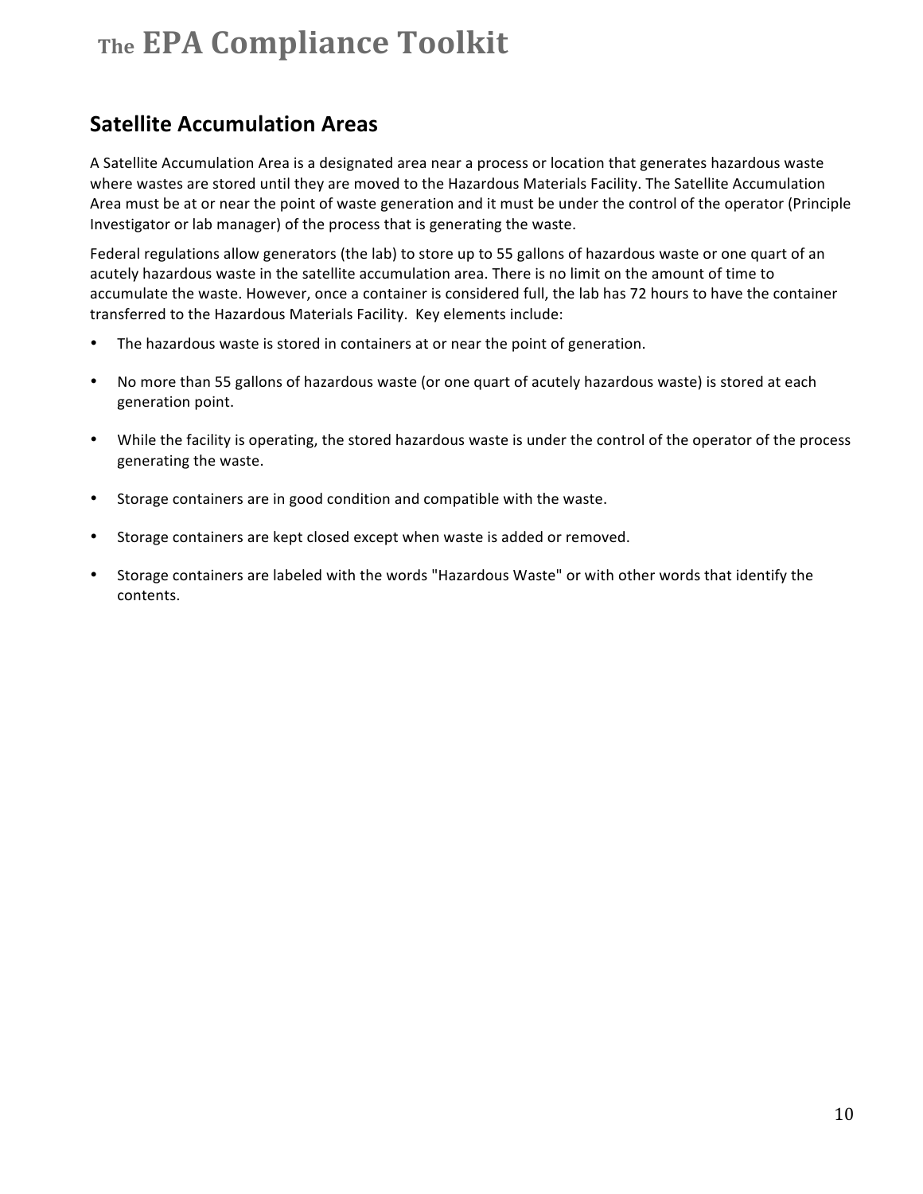## Satellite Accumulation Areas

A Satellite Accumulation Area is a designated area near a process or location that generates hazardous waste where wastes are stored until they are moved to the Hazardous Materials Facility. The Satellite Accumulation Area must be at or near the point of waste generation and it must be under the control of the operator (Principle Investigator or lab manager) of the process that is generating the waste.

Federal regulations allow generators (the lab) to store up to 55 gallons of hazardous waste or one quart of an acutely hazardous waste in the satellite accumulation area. There is no limit on the amount of time to accumulate the waste. However, once a container is considered full, the lab has 72 hours to have the container transferred to the Hazardous Materials Facility. Key elements include:

- The hazardous waste is stored in containers at or near the point of generation.
- No more than 55 gallons of hazardous waste (or one quart of acutely hazardous waste) is stored at each generation point.
- While the facility is operating, the stored hazardous waste is under the control of the operator of the process generating the waste.
- Storage containers are in good condition and compatible with the waste.
- Storage containers are kept closed except when waste is added or removed.
- Storage containers are labeled with the words "Hazardous Waste" or with other words that identify the contents.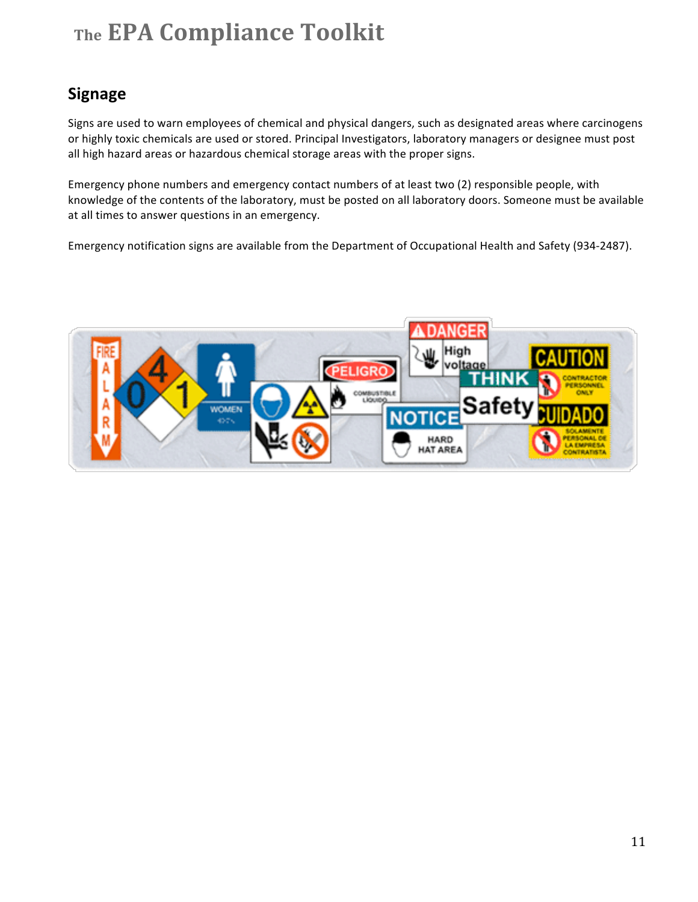## Signage

Signs are used to warn employees of chemical and physical dangers, such as designated areas where carcinogens or highly toxic chemicals are used or stored. Principal Investigators, laboratory managers or designee must post all high hazard areas or hazardous chemical storage areas with the proper signs.

Emergency phone numbers and emergency contact numbers of at least two (2) responsible people, with knowledge of the contents of the laboratory, must be posted on all laboratory doors. Someone must be available at all times to answer questions in an emergency.

Emergency notification signs are available from the Department of Occupational Health and Safety (934-2487).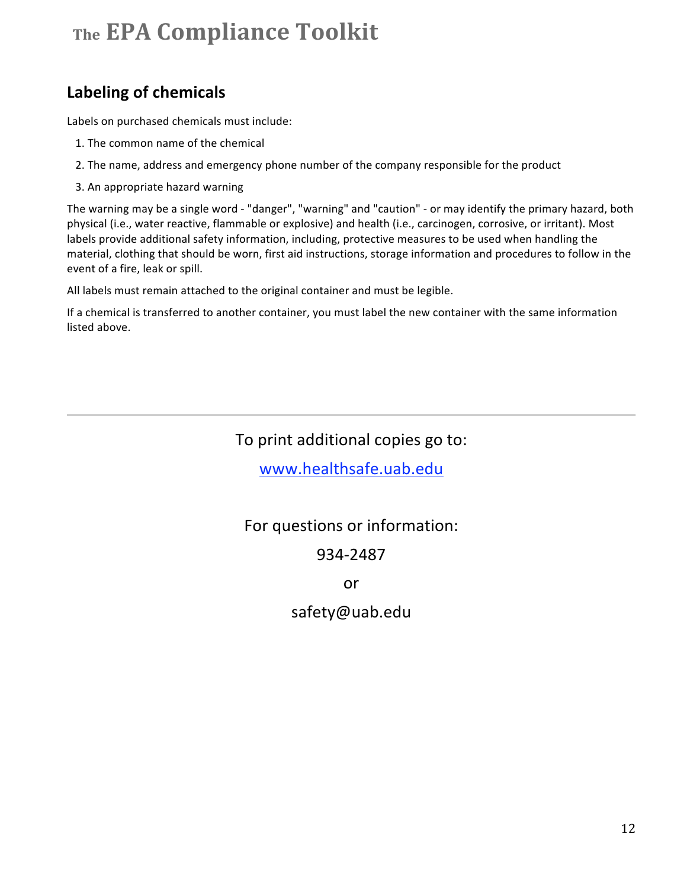## Labeling of chemicals

Labels on purchased chemicals must include:

1. The common name of the chemical
2. The name, address and emergency phone number of the company responsible for the product
3. An appropriate hazard warning

The warning may be a single word - "danger", "warning" and "caution" - or may identify the primary hazard, both physical (i.e., water reactive, flammable or explosive) and health (i.e., carcinogen, corrosive, or irritant). Most labels provide additional safety information, including, protective measures to be used when handling the material, clothing that should be worn, first aid instructions, storage information and procedures to follow in the event of a fire, leak or spill.

All labels must remain attached to the original container and must be legible.

If a chemical is transferred to another container, you must label the new container with the same information listed above.

---

To print additional copies go to:

[www.healthsafe.uab.edu](http://www.healthsafe.uab.edu)

For questions or information:

934-2487

or

safety@uab.edu